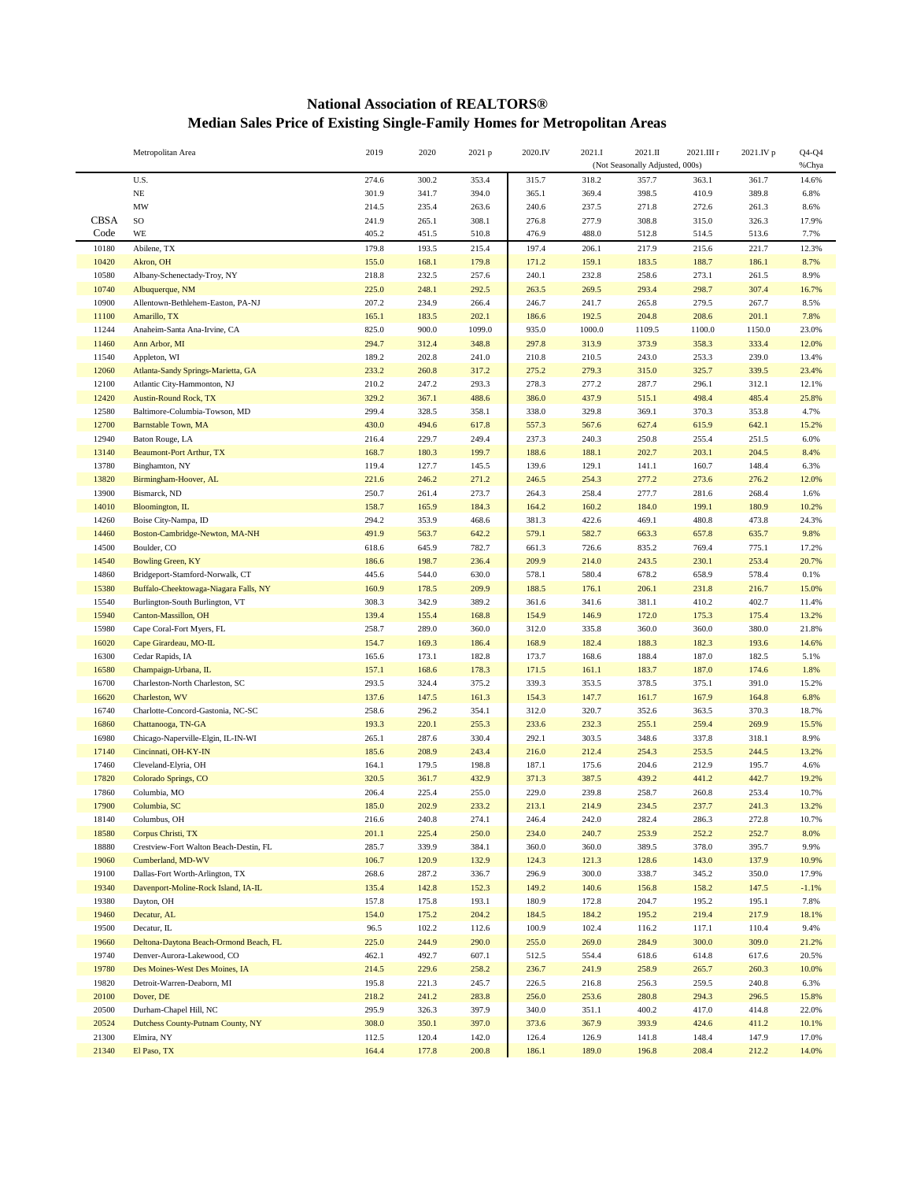# National Association of REALTORS®
## Median Sales Price of Existing Single-Family Homes for Metropolitan Areas

| CBSA Code | Metropolitan Area | 2019 | 2020 | 2021 p | 2020.IV | 2021.I | 2021.II | 2021.III r | 2021.IV p | Q4-Q4 %Chya |
|---|---|---|---|---|---|---|---|---|---|---|
| | | | | | | (Not Seasonally Adjusted, 000s) | | | | |
| | U.S. | 274.6 | 300.2 | 353.4 | 315.7 | 318.2 | 357.7 | 363.1 | 361.7 | 14.6% |
| | NE | 301.9 | 341.7 | 394.0 | 365.1 | 369.4 | 398.5 | 410.9 | 389.8 | 6.8% |
| | MW | 214.5 | 235.4 | 263.6 | 240.6 | 237.5 | 271.8 | 272.6 | 261.3 | 8.6% |
| | SO | 241.9 | 265.1 | 308.1 | 276.8 | 277.9 | 308.8 | 315.0 | 326.3 | 17.9% |
| | WE | 405.2 | 451.5 | 510.8 | 476.9 | 488.0 | 512.8 | 514.5 | 513.6 | 7.7% |
| 10180 | Abilene, TX | 179.8 | 193.5 | 215.4 | 197.4 | 206.1 | 217.9 | 215.6 | 221.7 | 12.3% |
| 10420 | Akron, OH | 155.0 | 168.1 | 179.8 | 171.2 | 159.1 | 183.5 | 188.7 | 186.1 | 8.7% |
| 10580 | Albany-Schenectady-Troy, NY | 218.8 | 232.5 | 257.6 | 240.1 | 232.8 | 258.6 | 273.1 | 261.5 | 8.9% |
| 10740 | Albuquerque, NM | 225.0 | 248.1 | 292.5 | 263.5 | 269.5 | 293.4 | 298.7 | 307.4 | 16.7% |
| 10900 | Allentown-Bethlehem-Easton, PA-NJ | 207.2 | 234.9 | 266.4 | 246.7 | 241.7 | 265.8 | 279.5 | 267.7 | 8.5% |
| 11100 | Amarillo, TX | 165.1 | 183.5 | 202.1 | 186.6 | 192.5 | 204.8 | 208.6 | 201.1 | 7.8% |
| 11244 | Anaheim-Santa Ana-Irvine, CA | 825.0 | 900.0 | 1099.0 | 935.0 | 1000.0 | 1109.5 | 1100.0 | 1150.0 | 23.0% |
| 11460 | Ann Arbor, MI | 294.7 | 312.4 | 348.8 | 297.8 | 313.9 | 373.9 | 358.3 | 333.4 | 12.0% |
| 11540 | Appleton, WI | 189.2 | 202.8 | 241.0 | 210.8 | 210.5 | 243.0 | 253.3 | 239.0 | 13.4% |
| 12060 | Atlanta-Sandy Springs-Marietta, GA | 233.2 | 260.8 | 317.2 | 275.2 | 279.3 | 315.0 | 325.7 | 339.5 | 23.4% |
| 12100 | Atlantic City-Hammonton, NJ | 210.2 | 247.2 | 293.3 | 278.3 | 277.2 | 287.7 | 296.1 | 312.1 | 12.1% |
| 12420 | Austin-Round Rock, TX | 329.2 | 367.1 | 488.6 | 386.0 | 437.9 | 515.1 | 498.4 | 485.4 | 25.8% |
| 12580 | Baltimore-Columbia-Towson, MD | 299.4 | 328.5 | 358.1 | 338.0 | 329.8 | 369.1 | 370.3 | 353.8 | 4.7% |
| 12700 | Barnstable Town, MA | 430.0 | 494.6 | 617.8 | 557.3 | 567.6 | 627.4 | 615.9 | 642.1 | 15.2% |
| 12940 | Baton Rouge, LA | 216.4 | 229.7 | 249.4 | 237.3 | 240.3 | 250.8 | 255.4 | 251.5 | 6.0% |
| 13140 | Beaumont-Port Arthur, TX | 168.7 | 180.3 | 199.7 | 188.6 | 188.1 | 202.7 | 203.1 | 204.5 | 8.4% |
| 13780 | Binghamton, NY | 119.4 | 127.7 | 145.5 | 139.6 | 129.1 | 141.1 | 160.7 | 148.4 | 6.3% |
| 13820 | Birmingham-Hoover, AL | 221.6 | 246.2 | 271.2 | 246.5 | 254.3 | 277.2 | 273.6 | 276.2 | 12.0% |
| 13900 | Bismarck, ND | 250.7 | 261.4 | 273.7 | 264.3 | 258.4 | 277.7 | 281.6 | 268.4 | 1.6% |
| 14010 | Bloomington, IL | 158.7 | 165.9 | 184.3 | 164.2 | 160.2 | 184.0 | 199.1 | 180.9 | 10.2% |
| 14260 | Boise City-Nampa, ID | 294.2 | 353.9 | 468.6 | 381.3 | 422.6 | 469.1 | 480.8 | 473.8 | 24.3% |
| 14460 | Boston-Cambridge-Newton, MA-NH | 491.9 | 563.7 | 642.2 | 579.1 | 582.7 | 663.3 | 657.8 | 635.7 | 9.8% |
| 14500 | Boulder, CO | 618.6 | 645.9 | 782.7 | 661.3 | 726.6 | 835.2 | 769.4 | 775.1 | 17.2% |
| 14540 | Bowling Green, KY | 186.6 | 198.7 | 236.4 | 209.9 | 214.0 | 243.5 | 230.1 | 253.4 | 20.7% |
| 14860 | Bridgeport-Stamford-Norwalk, CT | 445.6 | 544.0 | 630.0 | 578.1 | 580.4 | 678.2 | 658.9 | 578.4 | 0.1% |
| 15380 | Buffalo-Cheektowaga-Niagara Falls, NY | 160.9 | 178.5 | 209.9 | 188.5 | 176.1 | 206.1 | 231.8 | 216.7 | 15.0% |
| 15540 | Burlington-South Burlington, VT | 308.3 | 342.9 | 389.2 | 361.6 | 341.6 | 381.1 | 410.2 | 402.7 | 11.4% |
| 15940 | Canton-Massillon, OH | 139.4 | 155.4 | 168.8 | 154.9 | 146.9 | 172.0 | 175.3 | 175.4 | 13.2% |
| 15980 | Cape Coral-Fort Myers, FL | 258.7 | 289.0 | 360.0 | 312.0 | 335.8 | 360.0 | 360.0 | 380.0 | 21.8% |
| 16020 | Cape Girardeau, MO-IL | 154.7 | 169.3 | 186.4 | 168.9 | 182.4 | 188.3 | 182.3 | 193.6 | 14.6% |
| 16300 | Cedar Rapids, IA | 165.6 | 173.1 | 182.8 | 173.7 | 168.6 | 188.4 | 187.0 | 182.5 | 5.1% |
| 16580 | Champaign-Urbana, IL | 157.1 | 168.6 | 178.3 | 171.5 | 161.1 | 183.7 | 187.0 | 174.6 | 1.8% |
| 16700 | Charleston-North Charleston, SC | 293.5 | 324.4 | 375.2 | 339.3 | 353.5 | 378.5 | 375.1 | 391.0 | 15.2% |
| 16620 | Charleston, WV | 137.6 | 147.5 | 161.3 | 154.3 | 147.7 | 161.7 | 167.9 | 164.8 | 6.8% |
| 16740 | Charlotte-Concord-Gastonia, NC-SC | 258.6 | 296.2 | 354.1 | 312.0 | 320.7 | 352.6 | 363.5 | 370.3 | 18.7% |
| 16860 | Chattanooga, TN-GA | 193.3 | 220.1 | 255.3 | 233.6 | 232.3 | 255.1 | 259.4 | 269.9 | 15.5% |
| 16980 | Chicago-Naperville-Elgin, IL-IN-WI | 265.1 | 287.6 | 330.4 | 292.1 | 303.5 | 348.6 | 337.8 | 318.1 | 8.9% |
| 17140 | Cincinnati, OH-KY-IN | 185.6 | 208.9 | 243.4 | 216.0 | 212.4 | 254.3 | 253.5 | 244.5 | 13.2% |
| 17460 | Cleveland-Elyria, OH | 164.1 | 179.5 | 198.8 | 187.1 | 175.6 | 204.6 | 212.9 | 195.7 | 4.6% |
| 17820 | Colorado Springs, CO | 320.5 | 361.7 | 432.9 | 371.3 | 387.5 | 439.2 | 441.2 | 442.7 | 19.2% |
| 17860 | Columbia, MO | 206.4 | 225.4 | 255.0 | 229.0 | 239.8 | 258.7 | 260.8 | 253.4 | 10.7% |
| 17900 | Columbia, SC | 185.0 | 202.9 | 233.2 | 213.1 | 214.9 | 234.5 | 237.7 | 241.3 | 13.2% |
| 18140 | Columbus, OH | 216.6 | 240.8 | 274.1 | 246.4 | 242.0 | 282.4 | 286.3 | 272.8 | 10.7% |
| 18580 | Corpus Christi, TX | 201.1 | 225.4 | 250.0 | 234.0 | 240.7 | 253.9 | 252.2 | 252.7 | 8.0% |
| 18880 | Crestview-Fort Walton Beach-Destin, FL | 285.7 | 339.9 | 384.1 | 360.0 | 360.0 | 389.5 | 378.0 | 395.7 | 9.9% |
| 19060 | Cumberland, MD-WV | 106.7 | 120.9 | 132.9 | 124.3 | 121.3 | 128.6 | 143.0 | 137.9 | 10.9% |
| 19100 | Dallas-Fort Worth-Arlington, TX | 268.6 | 287.2 | 336.7 | 296.9 | 300.0 | 338.7 | 345.2 | 350.0 | 17.9% |
| 19340 | Davenport-Moline-Rock Island, IA-IL | 135.4 | 142.8 | 152.3 | 149.2 | 140.6 | 156.8 | 158.2 | 147.5 | -1.1% |
| 19380 | Dayton, OH | 157.8 | 175.8 | 193.1 | 180.9 | 172.8 | 204.7 | 195.2 | 195.1 | 7.8% |
| 19460 | Decatur, AL | 154.0 | 175.2 | 204.2 | 184.5 | 184.2 | 195.2 | 219.4 | 217.9 | 18.1% |
| 19500 | Decatur, IL | 96.5 | 102.2 | 112.6 | 100.9 | 102.4 | 116.2 | 117.1 | 110.4 | 9.4% |
| 19660 | Deltona-Daytona Beach-Ormond Beach, FL | 225.0 | 244.9 | 290.0 | 255.0 | 269.0 | 284.9 | 300.0 | 309.0 | 21.2% |
| 19740 | Denver-Aurora-Lakewood, CO | 462.1 | 492.7 | 607.1 | 512.5 | 554.4 | 618.6 | 614.8 | 617.6 | 20.5% |
| 19780 | Des Moines-West Des Moines, IA | 214.5 | 229.6 | 258.2 | 236.7 | 241.9 | 258.9 | 265.7 | 260.3 | 10.0% |
| 19820 | Detroit-Warren-Deaborn, MI | 195.8 | 221.3 | 245.7 | 226.5 | 216.8 | 256.3 | 259.5 | 240.8 | 6.3% |
| 20100 | Dover, DE | 218.2 | 241.2 | 283.8 | 256.0 | 253.6 | 280.8 | 294.3 | 296.5 | 15.8% |
| 20500 | Durham-Chapel Hill, NC | 295.9 | 326.3 | 397.9 | 340.0 | 351.1 | 400.2 | 417.0 | 414.8 | 22.0% |
| 20524 | Dutchess County-Putnam County, NY | 308.0 | 350.1 | 397.0 | 373.6 | 367.9 | 393.9 | 424.6 | 411.2 | 10.1% |
| 21300 | Elmira, NY | 112.5 | 120.4 | 142.0 | 126.4 | 126.9 | 141.8 | 148.4 | 147.9 | 17.0% |
| 21340 | El Paso, TX | 164.4 | 177.8 | 200.8 | 186.1 | 189.0 | 196.8 | 208.4 | 212.2 | 14.0% |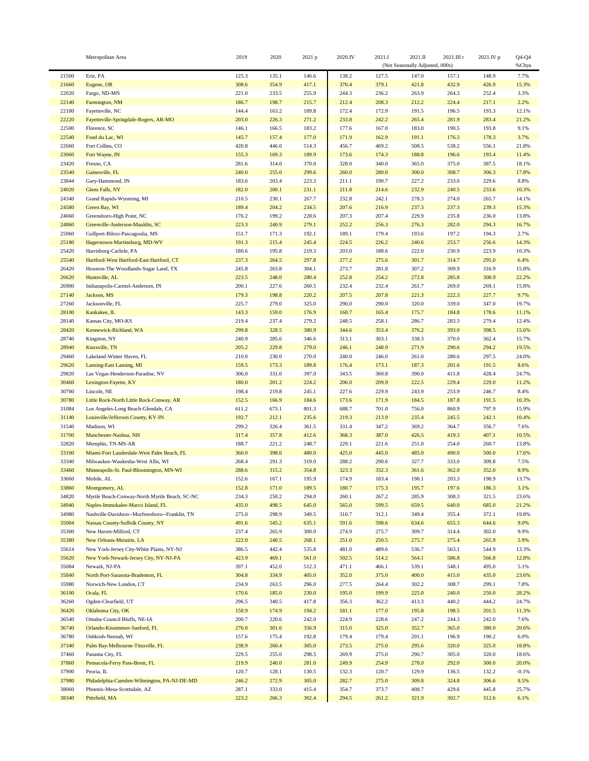|  | Metropolitan Area | 2019 | 2020 | 2021 p | 2020.IV | 2021.I | 2021.II | 2021.III r | 2021.IV p | Q4-Q4 |
|---|---|---|---|---|---|---|---|---|---|---|
|  |  |  |  |  |  | (Not Seasonally Adjusted, 000s) |  |  |  | %Chya |
| 21500 | Erie, PA | 125.3 | 135.1 | 146.6 | 138.2 | 127.5 | 147.0 | 157.1 | 148.9 | 7.7% |
| 21660 | Eugene, OR | 308.6 | 354.9 | 417.1 | 370.4 | 379.1 | 421.8 | 432.9 | 426.9 | 15.3% |
| 22020 | Fargo, ND-MN | 221.0 | 233.5 | 255.9 | 244.3 | 236.2 | 263.9 | 264.3 | 252.4 | 3.3% |
| 22140 | Farmington, NM | 186.7 | 198.7 | 215.7 | 212.4 | 208.3 | 212.2 | 224.4 | 217.1 | 2.2% |
| 22180 | Fayetteville, NC | 144.4 | 163.2 | 189.8 | 172.4 | 172.9 | 191.5 | 196.5 | 193.3 | 12.1% |
| 22220 | Fayetteville-Springdale-Rogers, AR-MO | 203.0 | 226.3 | 271.2 | 233.8 | 242.2 | 265.4 | 281.9 | 283.4 | 21.2% |
| 22500 | Florence, SC | 146.1 | 166.5 | 183.2 | 177.6 | 167.0 | 183.0 | 190.5 | 193.8 | 9.1% |
| 22540 | Fond du Lac, WI | 145.7 | 157.4 | 177.0 | 171.9 | 162.9 | 191.1 | 176.3 | 178.3 | 3.7% |
| 22660 | Fort Collins, CO | 420.8 | 446.0 | 514.3 | 456.7 | 469.2 | 508.5 | 538.2 | 556.1 | 21.8% |
| 23060 | Fort Wayne, IN | 155.3 | 169.3 | 189.9 | 173.6 | 174.3 | 188.8 | 196.6 | 193.4 | 11.4% |
| 23420 | Fresno, CA | 281.6 | 314.0 | 370.0 | 328.0 | 340.0 | 365.0 | 375.0 | 387.5 | 18.1% |
| 23540 | Gainesville, FL | 240.0 | 255.0 | 299.6 | 260.0 | 280.0 | 300.0 | 308.7 | 306.3 | 17.8% |
| 23844 | Gary-Hammond, IN | 183.6 | 203.4 | 223.3 | 211.1 | 190.7 | 227.2 | 233.0 | 229.6 | 8.8% |
| 24020 | Glens Falls, NY | 182.0 | 200.1 | 231.1 | 211.8 | 214.6 | 232.9 | 240.5 | 233.6 | 10.3% |
| 24340 | Grand Rapids-Wyoming, MI | 210.5 | 230.1 | 267.7 | 232.8 | 242.1 | 278.3 | 274.0 | 265.7 | 14.1% |
| 24580 | Green Bay, WI | 189.4 | 204.2 | 234.5 | 207.6 | 216.9 | 237.3 | 237.3 | 239.3 | 15.3% |
| 24660 | Greensboro-High Point, NC | 176.2 | 199.2 | 228.6 | 207.3 | 207.4 | 229.9 | 235.8 | 236.0 | 13.8% |
| 24860 | Greenville-Anderson-Mauldin, SC | 223.3 | 240.9 | 279.1 | 252.2 | 256.3 | 276.3 | 282.0 | 294.3 | 16.7% |
| 25060 | Gulfport-Biloxi-Pascagoulia, MS | 151.7 | 171.3 | 192.1 | 189.1 | 179.4 | 193.6 | 197.2 | 194.3 | 2.7% |
| 25180 | Hagerstown-Martinsburg, MD-WV | 191.3 | 215.4 | 245.4 | 224.5 | 226.2 | 240.6 | 253.7 | 256.6 | 14.3% |
| 25420 | Harrisburg-Carlisle, PA | 180.6 | 195.8 | 219.3 | 203.0 | 188.6 | 222.0 | 230.9 | 223.9 | 10.3% |
| 25540 | Hartford-West Hartford-East Hartford, CT | 237.3 | 264.5 | 297.8 | 277.2 | 275.6 | 301.7 | 314.7 | 295.0 | 6.4% |
| 26420 | Houston-The Woodlands-Sugar Land, TX | 245.8 | 263.8 | 304.1 | 273.7 | 281.8 | 307.2 | 309.9 | 316.9 | 15.8% |
| 26620 | Huntsville, AL | 223.5 | 248.0 | 280.4 | 252.8 | 254.2 | 272.8 | 285.8 | 308.9 | 22.2% |
| 26900 | Indianapolis-Carmel-Anderson, IN | 200.1 | 227.6 | 260.5 | 232.4 | 232.4 | 261.7 | 269.0 | 269.1 | 15.8% |
| 27140 | Jackson, MS | 179.3 | 198.8 | 220.2 | 207.5 | 207.8 | 221.3 | 222.3 | 227.7 | 9.7% |
| 27260 | Jacksonville, FL | 225.7 | 279.0 | 325.0 | 290.0 | 290.0 | 320.0 | 339.0 | 347.0 | 19.7% |
| 28100 | Kankakee, IL | 143.3 | 159.0 | 176.9 | 160.7 | 165.4 | 175.7 | 184.8 | 178.6 | 11.1% |
| 28140 | Kansas City, MO-KS | 219.4 | 237.4 | 279.2 | 248.5 | 258.1 | 286.7 | 283.3 | 279.4 | 12.4% |
| 28420 | Kennewick-Richland, WA | 299.8 | 328.5 | 380.9 | 344.6 | 353.4 | 376.2 | 393.0 | 398.5 | 15.6% |
| 28740 | Kingston, NY | 240.9 | 285.6 | 346.6 | 313.1 | 303.1 | 338.3 | 370.0 | 362.4 | 15.7% |
| 28940 | Knoxville, TN | 205.2 | 229.8 | 279.0 | 246.1 | 248.9 | 271.9 | 290.6 | 294.2 | 19.5% |
| 29460 | Lakeland-Winter Haven, FL | 210.0 | 230.0 | 270.0 | 240.0 | 246.0 | 261.0 | 280.6 | 297.5 | 24.0% |
| 29620 | Lansing-East Lansing, MI | 159.5 | 173.3 | 189.8 | 176.4 | 173.1 | 187.3 | 201.6 | 191.5 | 8.6% |
| 29820 | Las Vegas-Henderson-Paradise, NV | 306.0 | 331.0 | 397.0 | 343.5 | 360.8 | 390.0 | 411.8 | 428.4 | 24.7% |
| 30460 | Lexington-Fayette, KY | 180.0 | 201.2 | 224.2 | 206.0 | 209.9 | 222.5 | 229.4 | 229.0 | 11.2% |
| 30700 | Lincoln, NE | 198.4 | 219.8 | 245.1 | 227.6 | 229.9 | 243.9 | 253.9 | 246.7 | 8.4% |
| 30780 | Little Rock-North Little Rock-Conway, AR | 152.5 | 166.9 | 184.6 | 173.6 | 171.9 | 184.5 | 187.8 | 191.5 | 10.3% |
| 31084 | Los Angeles-Long Beach-Glendale, CA | 611.2 | 673.1 | 801.3 | 688.7 | 701.0 | 756.0 | 860.9 | 797.9 | 15.9% |
| 31140 | Louisville/Jefferson County, KY-IN | 192.7 | 212.1 | 235.6 | 219.3 | 213.9 | 235.4 | 245.5 | 242.1 | 10.4% |
| 31540 | Madison, WI | 299.2 | 326.4 | 361.5 | 331.4 | 347.2 | 369.2 | 364.7 | 356.7 | 7.6% |
| 31700 | Manchester-Nashua, NH | 317.4 | 357.8 | 412.6 | 368.3 | 387.0 | 426.5 | 419.3 | 407.1 | 10.5% |
| 32820 | Memphis, TN-MS-AR | 188.7 | 221.2 | 248.7 | 229.1 | 221.6 | 251.0 | 254.0 | 260.7 | 13.8% |
| 33100 | Miami-Fort Lauderdale-West Palm Beach, FL | 360.0 | 398.0 | 480.0 | 425.0 | 445.0 | 485.0 | 490.0 | 500.0 | 17.6% |
| 33340 | Milwaukee-Waukesha-West Allis, WI | 268.4 | 291.3 | 319.0 | 288.2 | 290.6 | 327.7 | 333.0 | 309.8 | 7.5% |
| 33460 | Minneapolis-St. Paul-Bloomington, MN-WI | 288.6 | 315.2 | 354.8 | 323.3 | 332.3 | 361.6 | 362.0 | 352.0 | 8.9% |
| 33660 | Mobile, AL | 152.6 | 167.1 | 195.9 | 174.9 | 183.4 | 198.1 | 203.3 | 198.9 | 13.7% |
| 33860 | Montgomery, AL | 152.8 | 171.0 | 189.5 | 180.7 | 175.3 | 195.7 | 197.6 | 186.3 | 3.1% |
| 34820 | Myrtle Beach-Conway-North Myrtle Beach, SC-NC | 234.3 | 250.2 | 294.0 | 260.1 | 267.2 | 285.9 | 308.3 | 321.5 | 23.6% |
| 34940 | Naples-Immokalee-Marco Island, FL | 435.0 | 498.5 | 645.0 | 565.0 | 599.5 | 659.5 | 640.0 | 685.0 | 21.2% |
| 34980 | Nashville-Davidson--Murfreesboro--Franklin, TN | 275.0 | 298.9 | 349.5 | 310.7 | 312.1 | 349.4 | 355.4 | 372.1 | 19.8% |
| 35004 | Nassau County-Suffolk County, NY | 491.6 | 545.2 | 635.1 | 591.6 | 598.6 | 634.6 | 655.3 | 644.6 | 9.0% |
| 35300 | New Haven-Milford, CT | 237.4 | 265.9 | 300.0 | 274.9 | 275.7 | 309.7 | 314.4 | 302.0 | 9.9% |
| 35380 | New Orleans-Metairie, LA | 222.0 | 240.5 | 268.1 | 251.0 | 250.5 | 275.7 | 275.4 | 265.9 | 5.9% |
| 35614 | New York-Jersey City-White Plains, NY-NJ | 386.5 | 442.4 | 535.8 | 481.0 | 489.6 | 536.7 | 563.1 | 544.9 | 13.3% |
| 35620 | New York-Newark-Jersey City, NY-NJ-PA | 423.9 | 469.1 | 561.0 | 502.5 | 514.2 | 564.1 | 586.8 | 566.8 | 12.8% |
| 35084 | Newark, NJ-PA | 397.1 | 452.0 | 512.3 | 471.1 | 466.1 | 539.1 | 548.1 | 495.0 | 5.1% |
| 35840 | North Port-Sarasota-Bradenton, FL | 304.8 | 334.9 | 405.0 | 352.0 | 375.0 | 400.0 | 415.0 | 435.0 | 23.6% |
| 35980 | Norwich-New London, CT | 234.9 | 263.5 | 296.0 | 277.5 | 264.4 | 302.2 | 308.7 | 299.1 | 7.8% |
| 36100 | Ocala, FL | 170.6 | 185.0 | 230.0 | 195.0 | 199.9 | 225.0 | 240.0 | 250.0 | 28.2% |
| 36260 | Ogden-Clearfield, UT | 296.5 | 340.5 | 417.8 | 356.3 | 362.2 | 413.3 | 440.2 | 444.2 | 24.7% |
| 36420 | Oklahoma City, OK | 158.9 | 174.9 | 194.2 | 181.1 | 177.0 | 195.8 | 198.5 | 201.5 | 11.3% |
| 36540 | Omaha-Council Bluffs, NE-IA | 200.7 | 220.6 | 242.0 | 224.9 | 228.6 | 247.2 | 244.3 | 242.0 | 7.6% |
| 36740 | Orlando-Kissimmee-Sanford, FL | 276.0 | 301.6 | 356.9 | 315.0 | 325.0 | 352.7 | 365.0 | 380.0 | 20.6% |
| 36780 | Oshkosh-Neenah, WI | 157.6 | 175.4 | 192.8 | 179.4 | 179.4 | 201.1 | 196.9 | 190.2 | 6.0% |
| 37340 | Palm Bay-Melbourne-Titusville, FL | 238.9 | 260.4 | 305.0 | 273.5 | 275.0 | 295.6 | 320.0 | 325.0 | 18.8% |
| 37460 | Panama City, FL | 229.5 | 255.0 | 298.5 | 269.9 | 275.0 | 290.7 | 305.0 | 320.0 | 18.6% |
| 37860 | Pensacola-Ferry Pass-Brent, FL | 219.9 | 240.0 | 281.0 | 249.9 | 254.9 | 278.0 | 292.0 | 300.0 | 20.0% |
| 37900 | Peoria, IL | 120.7 | 128.1 | 130.5 | 132.3 | 120.7 | 129.9 | 136.5 | 132.2 | -0.1% |
| 37980 | Philadelphia-Camden-Wilmington, PA-NJ-DE-MD | 246.2 | 272.9 | 305.0 | 282.7 | 275.0 | 309.8 | 324.8 | 306.6 | 8.5% |
| 38060 | Phoenix-Mesa-Scottsdale, AZ | 287.1 | 333.0 | 415.4 | 354.7 | 373.7 | 408.7 | 429.6 | 445.8 | 25.7% |
| 38340 | Pittsfield, MA | 223.2 | 266.3 | 302.4 | 294.5 | 261.2 | 321.9 | 302.7 | 312.6 | 6.1% |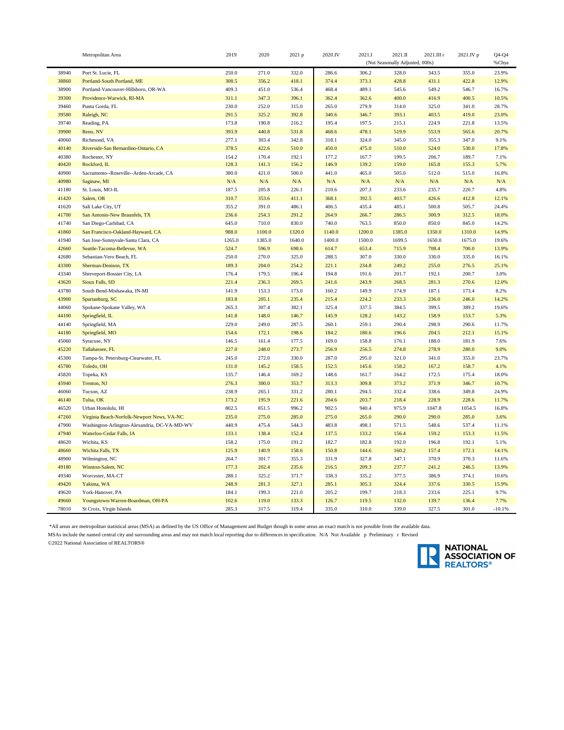| | Metropolitan Area | 2019 | 2020 | 2021 p | 2020.IV | 2021.I | 2021.II | 2021.III r | 2021.IV p | Q4-Q4 |
|---|---|---|---|---|---|---|---|---|---|---|
| | | | | | | (Not Seasonally Adjusted, 000s) | | | | %Chya |
| 38940 | Port St. Lucie, FL | 250.0 | 271.0 | 332.0 | 286.6 | 306.2 | 328.0 | 343.5 | 355.0 | 23.9% |
| 38860 | Portland-South Portland, ME | 308.5 | 356.2 | 418.1 | 374.4 | 373.1 | 428.8 | 431.1 | 422.8 | 12.9% |
| 38900 | Portland-Vancouver-Hillsboro, OR-WA | 409.3 | 451.0 | 536.4 | 468.4 | 489.1 | 545.6 | 549.2 | 546.7 | 16.7% |
| 39300 | Providence-Warwick, RI-MA | 311.1 | 347.3 | 396.1 | 362.4 | 362.6 | 400.0 | 416.9 | 400.5 | 10.5% |
| 39460 | Punta Gorda, FL | 230.0 | 252.0 | 315.0 | 265.0 | 279.9 | 314.0 | 325.0 | 341.0 | 28.7% |
| 39580 | Raleigh, NC | 291.5 | 325.2 | 392.8 | 340.6 | 346.7 | 393.1 | 403.5 | 419.0 | 23.0% |
| 39740 | Reading, PA | 173.8 | 190.8 | 216.2 | 195.4 | 197.5 | 215.1 | 224.9 | 221.8 | 13.5% |
| 39900 | Reno, NV | 393.9 | 440.8 | 531.8 | 468.6 | 478.1 | 519.9 | 553.9 | 565.6 | 20.7% |
| 40060 | Richmond, VA | 277.1 | 303.4 | 342.8 | 318.1 | 324.0 | 345.0 | 355.3 | 347.0 | 9.1% |
| 40140 | Riverside-San Bernardino-Ontario, CA | 378.5 | 422.6 | 510.0 | 450.0 | 475.0 | 510.0 | 524.0 | 530.0 | 17.8% |
| 40380 | Rochester, NY | 154.2 | 170.4 | 192.1 | 177.2 | 167.7 | 199.5 | 206.7 | 189.7 | 7.1% |
| 40420 | Rockford, IL | 128.3 | 141.3 | 156.2 | 146.9 | 139.2 | 159.0 | 165.8 | 155.3 | 5.7% |
| 40900 | Sacramento--Roseville--Arden-Arcade, CA | 380.0 | 421.0 | 500.0 | 441.0 | 465.0 | 505.0 | 512.0 | 515.0 | 16.8% |
| 40980 | Saginaw, MI | N/A | N/A | N/A | N/A | N/A | N/A | N/A | N/A | N/A |
| 41180 | St. Louis, MO-IL | 187.5 | 205.8 | 226.1 | 210.6 | 207.3 | 233.6 | 235.7 | 220.7 | 4.8% |
| 41420 | Salem, OR | 310.7 | 353.6 | 411.1 | 368.1 | 392.5 | 403.7 | 426.6 | 412.8 | 12.1% |
| 41620 | Salt Lake City, UT | 355.2 | 391.0 | 486.1 | 406.5 | 435.4 | 485.1 | 500.8 | 505.7 | 24.4% |
| 41700 | San Antonio-New Braunfels, TX | 236.6 | 254.3 | 291.2 | 264.9 | 266.7 | 286.5 | 300.9 | 312.5 | 18.0% |
| 41740 | San Diego-Carlsbad, CA | 645.0 | 710.0 | 830.0 | 740.0 | 763.5 | 850.0 | 850.0 | 845.0 | 14.2% |
| 41860 | San Francisco-Oakland-Hayward, CA | 988.0 | 1100.0 | 1320.0 | 1140.0 | 1200.0 | 1385.0 | 1350.0 | 1310.0 | 14.9% |
| 41940 | San Jose-Sunnyvale-Santa Clara, CA | 1265.0 | 1385.0 | 1640.0 | 1400.0 | 1500.0 | 1699.5 | 1650.0 | 1675.0 | 19.6% |
| 42660 | Seattle-Tacoma-Bellevue, WA | 524.7 | 596.9 | 698.6 | 614.7 | 653.4 | 715.9 | 708.4 | 700.0 | 13.9% |
| 42680 | Sebastian-Vero Beach, FL | 250.0 | 270.0 | 325.0 | 288.5 | 307.0 | 330.0 | 330.0 | 335.0 | 16.1% |
| 43300 | Sherman-Denison, TX | 189.3 | 204.0 | 254.2 | 221.1 | 234.8 | 249.2 | 255.0 | 276.5 | 25.1% |
| 43340 | Shreveport-Bossier City, LA | 176.4 | 179.5 | 196.4 | 194.8 | 191.6 | 201.7 | 192.1 | 200.7 | 3.0% |
| 43620 | Sioux Falls, SD | 221.4 | 236.3 | 269.5 | 241.6 | 243.9 | 268.5 | 281.3 | 270.6 | 12.0% |
| 43780 | South Bend-Mishawaka, IN-MI | 141.9 | 153.3 | 173.0 | 160.2 | 149.9 | 174.9 | 187.1 | 173.4 | 8.2% |
| 43900 | Spartanburg, SC | 183.8 | 205.1 | 235.4 | 215.4 | 224.2 | 233.3 | 236.0 | 246.0 | 14.2% |
| 44060 | Spokane-Spokane Valley, WA | 265.3 | 307.4 | 382.1 | 325.4 | 337.5 | 384.5 | 399.5 | 389.2 | 19.6% |
| 44100 | Springfield, IL | 141.8 | 148.0 | 146.7 | 145.9 | 128.2 | 143.2 | 158.9 | 153.7 | 5.3% |
| 44140 | Springfield, MA | 229.0 | 249.0 | 287.5 | 260.1 | 259.1 | 290.4 | 298.9 | 290.6 | 11.7% |
| 44180 | Springfield, MO | 154.6 | 172.1 | 198.6 | 184.2 | 180.6 | 196.6 | 204.5 | 212.1 | 15.1% |
| 45060 | Syracuse, NY | 146.5 | 161.4 | 177.5 | 169.0 | 158.8 | 176.1 | 188.0 | 181.9 | 7.6% |
| 45220 | Tallahassee, FL | 227.0 | 248.0 | 273.7 | 256.9 | 256.5 | 274.8 | 278.9 | 280.0 | 9.0% |
| 45300 | Tampa-St. Petersburg-Clearwater, FL | 245.0 | 272.0 | 330.0 | 287.0 | 295.0 | 321.0 | 341.0 | 355.0 | 23.7% |
| 45780 | Toledo, OH | 131.0 | 145.2 | 158.5 | 152.5 | 145.6 | 158.2 | 167.2 | 158.7 | 4.1% |
| 45820 | Topeka, KS | 135.7 | 146.4 | 169.2 | 148.6 | 161.7 | 164.2 | 172.5 | 175.4 | 18.0% |
| 45940 | Trenton, NJ | 276.3 | 300.0 | 353.7 | 313.3 | 309.8 | 373.2 | 371.9 | 346.7 | 10.7% |
| 46060 | Tucson, AZ | 238.9 | 265.1 | 331.2 | 280.1 | 294.5 | 332.4 | 338.6 | 349.8 | 24.9% |
| 46140 | Tulsa, OK | 173.2 | 195.9 | 221.6 | 204.6 | 203.7 | 218.4 | 228.9 | 228.6 | 11.7% |
| 46520 | Urban Honolulu, HI | 802.5 | 851.5 | 996.2 | 902.5 | 940.4 | 975.9 | 1047.8 | 1054.5 | 16.8% |
| 47260 | Virginia Beach-Norfolk-Newport News, VA-NC | 235.0 | 275.0 | 285.0 | 275.0 | 265.0 | 290.0 | 290.0 | 285.0 | 3.6% |
| 47900 | Washington-Arlington-Alexandria, DC-VA-MD-WV | 440.9 | 475.4 | 544.3 | 483.8 | 498.1 | 571.5 | 548.6 | 537.4 | 11.1% |
| 47940 | Waterloo-Cedar Falls, IA | 133.1 | 138.4 | 152.4 | 137.5 | 133.2 | 156.4 | 159.2 | 153.3 | 11.5% |
| 48620 | Wichita, KS | 158.2 | 175.0 | 191.2 | 182.7 | 182.8 | 192.0 | 196.8 | 192.1 | 5.1% |
| 48660 | Wichita Falls, TX | 125.9 | 140.9 | 158.6 | 150.8 | 144.6 | 160.2 | 157.4 | 172.1 | 14.1% |
| 48900 | Wilmington, NC | 264.7 | 301.7 | 355.3 | 331.9 | 327.8 | 347.1 | 370.9 | 370.3 | 11.6% |
| 49180 | Winston-Salem, NC | 177.3 | 202.4 | 235.6 | 216.5 | 209.3 | 237.7 | 241.2 | 246.5 | 13.9% |
| 49340 | Worcester, MA-CT | 288.1 | 325.2 | 371.7 | 338.3 | 335.2 | 377.5 | 386.9 | 374.1 | 10.6% |
| 49420 | Yakima, WA | 248.9 | 281.3 | 327.1 | 285.1 | 305.3 | 324.4 | 337.6 | 330.5 | 15.9% |
| 49620 | York-Hanover, PA | 184.1 | 199.3 | 221.0 | 205.2 | 199.7 | 218.3 | 233.6 | 225.1 | 9.7% |
| 49660 | Youngstown-Warren-Boardman, OH-PA | 102.6 | 119.0 | 133.3 | 126.7 | 119.5 | 132.0 | 139.7 | 136.4 | 7.7% |
| 78010 | St Croix, Virgin Islands | 285.3 | 317.5 | 319.4 | 335.0 | 310.0 | 339.0 | 327.5 | 301.0 | -10.1% |

*All areas are metropolitan statistical areas (MSA) as defined by the US Office of Management and Budget though in some areas an exact match is not possible from the available data.

MSAs include the named central city and surrounding areas and may not match local reporting due to differences in specification. N/A Not Available p Preliminary r Revised

©2022 National Association of REALTORS®

NATIONAL ASSOCIATION OF REALTORS®